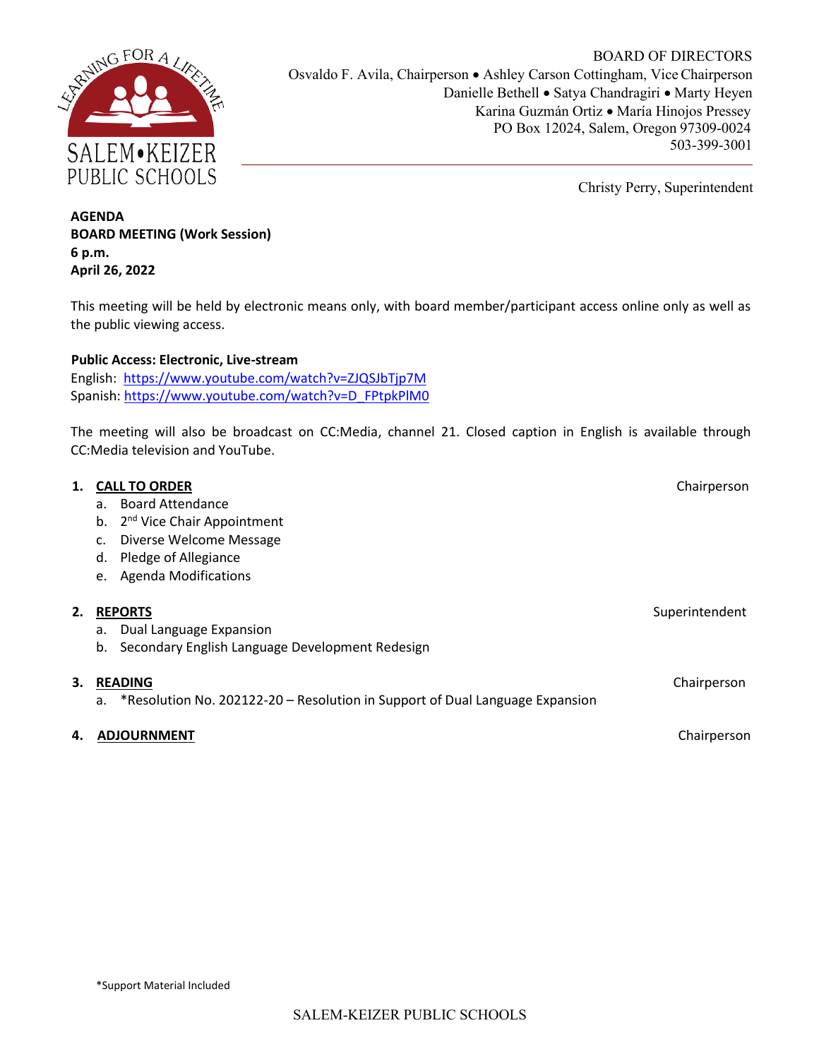SALEM•KEIZER PUBLIC SCHOOLS

LEARNING FOR A LIFETIME

BOARD OF DIRECTORS
Osvaldo F. Avila, Chairperson • Ashley Carson Cottingham, Vice Chairperson
Danielle Bethell • Satya Chandragiri • Marty Heyen
Karina Guzmán Ortiz • María Hinojos Pressey
PO Box 12024, Salem, Oregon 97309-0024
503-399-3001

Christy Perry, Superintendent

**AGENDA**
**BOARD MEETING (Work Session)**
**6 p.m.**
**April 26, 2022**

This meeting will be held by electronic means only, with board member/participant access online only as well as the public viewing access.

**Public Access: Electronic, Live-stream**
English: https://www.youtube.com/watch?v=ZJQSJbTjp7M
Spanish: https://www.youtube.com/watch?v=D_FPtpkPlM0

The meeting will also be broadcast on CC:Media, channel 21. Closed caption in English is available through CC:Media television and YouTube.

1. **CALL TO ORDER** — Chairperson
   a. Board Attendance
   b. 2nd Vice Chair Appointment
   c. Diverse Welcome Message
   d. Pledge of Allegiance
   e. Agenda Modifications

2. **REPORTS** — Superintendent
   a. Dual Language Expansion
   b. Secondary English Language Development Redesign

3. **READING** — Chairperson
   a. *Resolution No. 202122-20 – Resolution in Support of Dual Language Expansion

4. **ADJOURNMENT** — Chairperson

*Support Material Included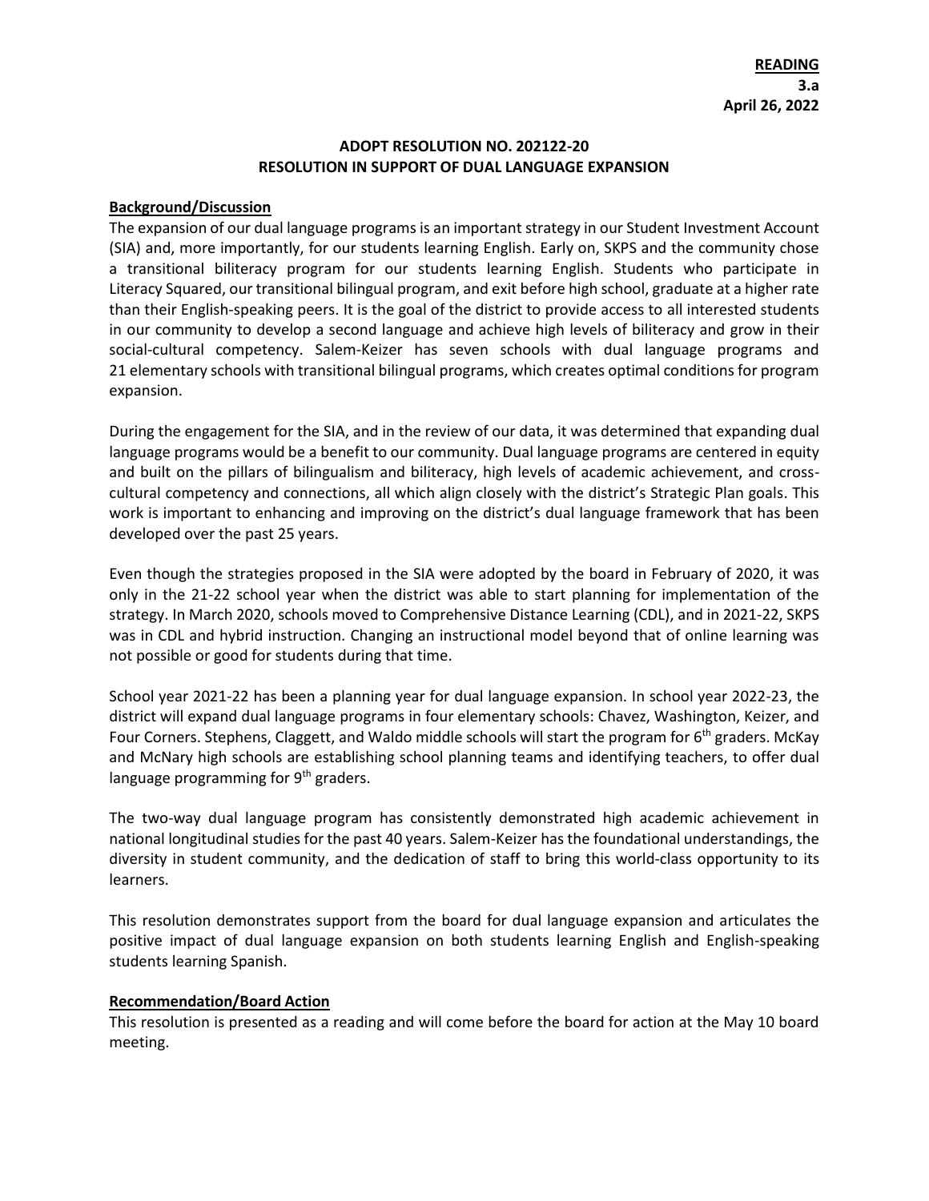**READING**
**3.a**
**April 26, 2022**

# ADOPT RESOLUTION NO. 202122-20
# RESOLUTION IN SUPPORT OF DUAL LANGUAGE EXPANSION

## Background/Discussion

The expansion of our dual language programs is an important strategy in our Student Investment Account (SIA) and, more importantly, for our students learning English. Early on, SKPS and the community chose a transitional biliteracy program for our students learning English. Students who participate in Literacy Squared, our transitional bilingual program, and exit before high school, graduate at a higher rate than their English-speaking peers. It is the goal of the district to provide access to all interested students in our community to develop a second language and achieve high levels of biliteracy and grow in their social-cultural competency. Salem-Keizer has seven schools with dual language programs and 21 elementary schools with transitional bilingual programs, which creates optimal conditions for program expansion.

During the engagement for the SIA, and in the review of our data, it was determined that expanding dual language programs would be a benefit to our community. Dual language programs are centered in equity and built on the pillars of bilingualism and biliteracy, high levels of academic achievement, and cross-cultural competency and connections, all which align closely with the district's Strategic Plan goals. This work is important to enhancing and improving on the district's dual language framework that has been developed over the past 25 years.

Even though the strategies proposed in the SIA were adopted by the board in February of 2020, it was only in the 21-22 school year when the district was able to start planning for implementation of the strategy. In March 2020, schools moved to Comprehensive Distance Learning (CDL), and in 2021-22, SKPS was in CDL and hybrid instruction. Changing an instructional model beyond that of online learning was not possible or good for students during that time.

School year 2021-22 has been a planning year for dual language expansion. In school year 2022-23, the district will expand dual language programs in four elementary schools: Chavez, Washington, Keizer, and Four Corners. Stephens, Claggett, and Waldo middle schools will start the program for 6th graders. McKay and McNary high schools are establishing school planning teams and identifying teachers, to offer dual language programming for 9th graders.

The two-way dual language program has consistently demonstrated high academic achievement in national longitudinal studies for the past 40 years. Salem-Keizer has the foundational understandings, the diversity in student community, and the dedication of staff to bring this world-class opportunity to its learners.

This resolution demonstrates support from the board for dual language expansion and articulates the positive impact of dual language expansion on both students learning English and English-speaking students learning Spanish.

## Recommendation/Board Action

This resolution is presented as a reading and will come before the board for action at the May 10 board meeting.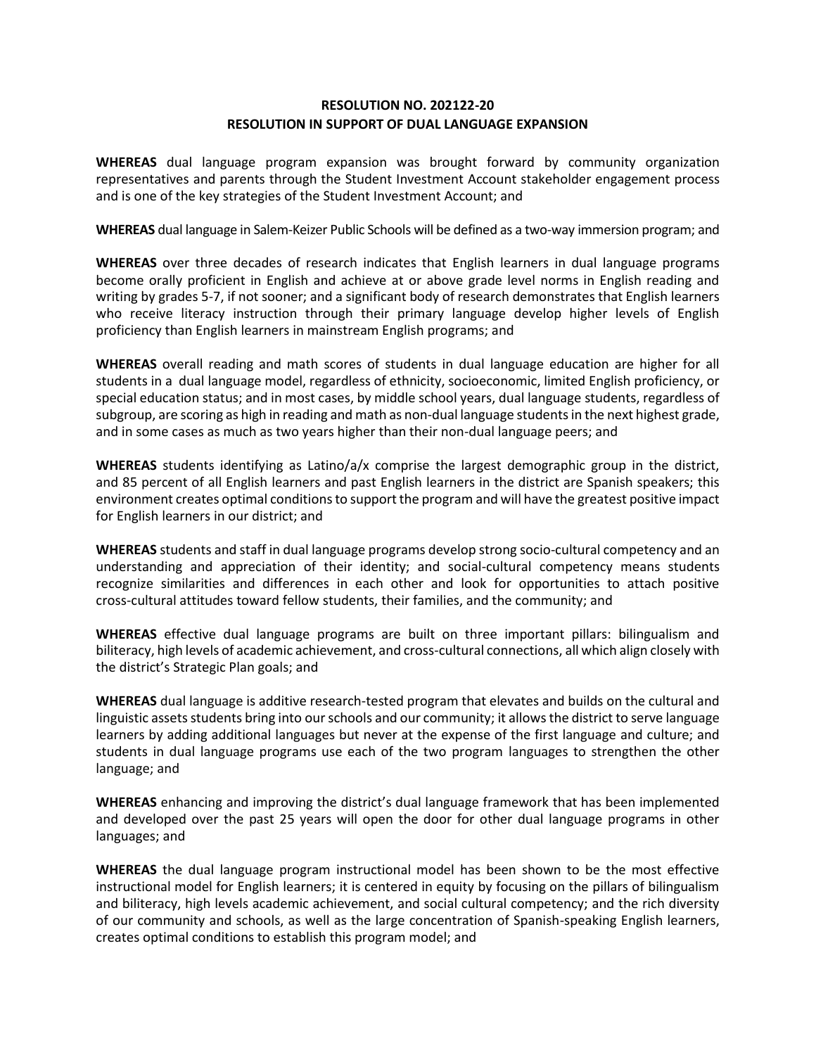**RESOLUTION NO. 202122-20**
**RESOLUTION IN SUPPORT OF DUAL LANGUAGE EXPANSION**

**WHEREAS** dual language program expansion was brought forward by community organization representatives and parents through the Student Investment Account stakeholder engagement process and is one of the key strategies of the Student Investment Account; and

**WHEREAS** dual language in Salem-Keizer Public Schools will be defined as a two-way immersion program; and

**WHEREAS** over three decades of research indicates that English learners in dual language programs become orally proficient in English and achieve at or above grade level norms in English reading and writing by grades 5-7, if not sooner; and a significant body of research demonstrates that English learners who receive literacy instruction through their primary language develop higher levels of English proficiency than English learners in mainstream English programs; and

**WHEREAS** overall reading and math scores of students in dual language education are higher for all students in a dual language model, regardless of ethnicity, socioeconomic, limited English proficiency, or special education status; and in most cases, by middle school years, dual language students, regardless of subgroup, are scoring as high in reading and math as non-dual language students in the next highest grade, and in some cases as much as two years higher than their non-dual language peers; and

**WHEREAS** students identifying as Latino/a/x comprise the largest demographic group in the district, and 85 percent of all English learners and past English learners in the district are Spanish speakers; this environment creates optimal conditions to support the program and will have the greatest positive impact for English learners in our district; and

**WHEREAS** students and staff in dual language programs develop strong socio-cultural competency and an understanding and appreciation of their identity; and social-cultural competency means students recognize similarities and differences in each other and look for opportunities to attach positive cross-cultural attitudes toward fellow students, their families, and the community; and

**WHEREAS** effective dual language programs are built on three important pillars: bilingualism and biliteracy, high levels of academic achievement, and cross-cultural connections, all which align closely with the district's Strategic Plan goals; and

**WHEREAS** dual language is additive research-tested program that elevates and builds on the cultural and linguistic assets students bring into our schools and our community; it allows the district to serve language learners by adding additional languages but never at the expense of the first language and culture; and students in dual language programs use each of the two program languages to strengthen the other language; and

**WHEREAS** enhancing and improving the district's dual language framework that has been implemented and developed over the past 25 years will open the door for other dual language programs in other languages; and

**WHEREAS** the dual language program instructional model has been shown to be the most effective instructional model for English learners; it is centered in equity by focusing on the pillars of bilingualism and biliteracy, high levels academic achievement, and social cultural competency; and the rich diversity of our community and schools, as well as the large concentration of Spanish-speaking English learners, creates optimal conditions to establish this program model; and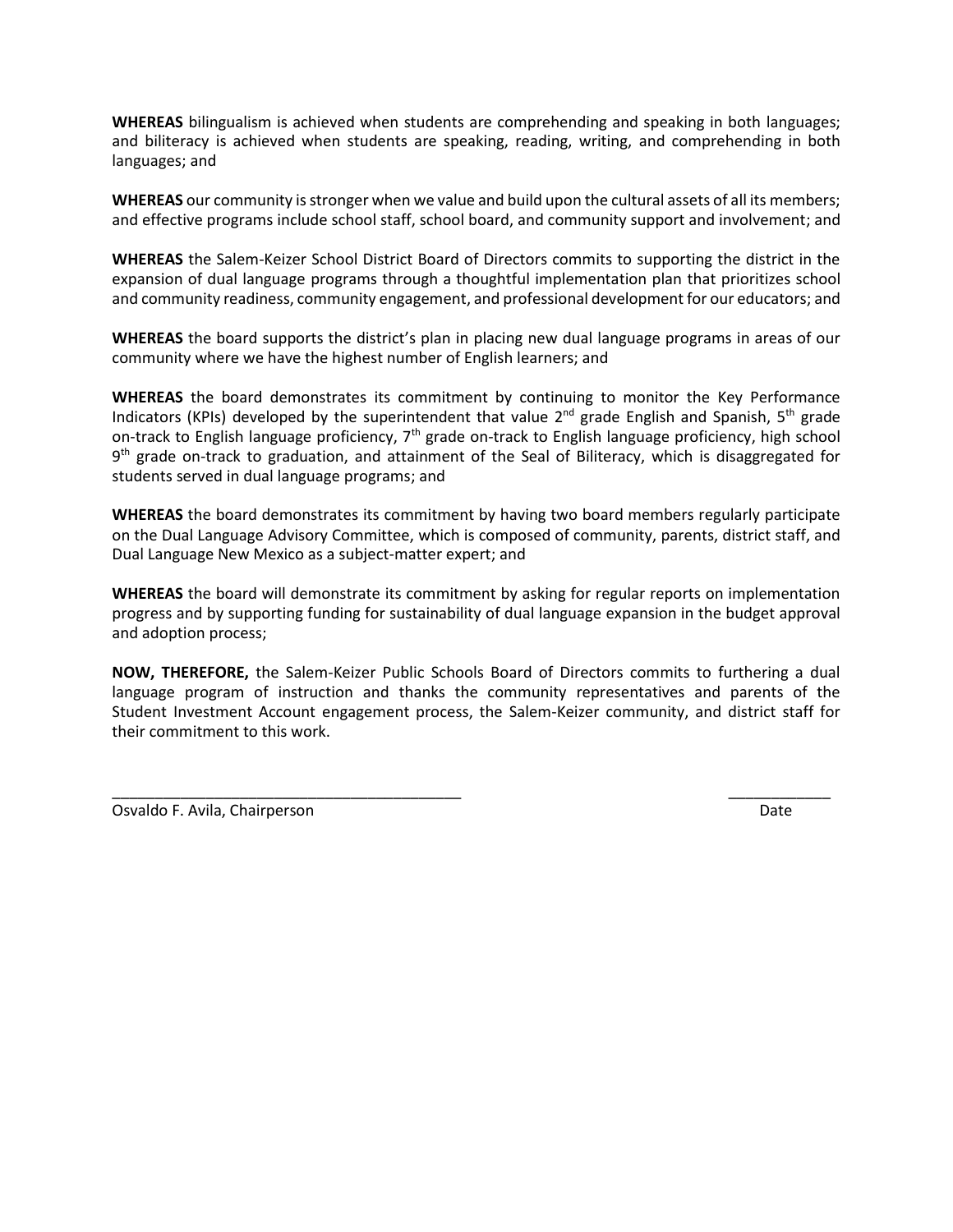**WHEREAS** bilingualism is achieved when students are comprehending and speaking in both languages; and biliteracy is achieved when students are speaking, reading, writing, and comprehending in both languages; and

**WHEREAS** our community is stronger when we value and build upon the cultural assets of all its members; and effective programs include school staff, school board, and community support and involvement; and

**WHEREAS** the Salem-Keizer School District Board of Directors commits to supporting the district in the expansion of dual language programs through a thoughtful implementation plan that prioritizes school and community readiness, community engagement, and professional development for our educators; and

**WHEREAS** the board supports the district's plan in placing new dual language programs in areas of our community where we have the highest number of English learners; and

**WHEREAS** the board demonstrates its commitment by continuing to monitor the Key Performance Indicators (KPIs) developed by the superintendent that value 2nd grade English and Spanish, 5th grade on-track to English language proficiency, 7th grade on-track to English language proficiency, high school 9th grade on-track to graduation, and attainment of the Seal of Biliteracy, which is disaggregated for students served in dual language programs; and

**WHEREAS** the board demonstrates its commitment by having two board members regularly participate on the Dual Language Advisory Committee, which is composed of community, parents, district staff, and Dual Language New Mexico as a subject-matter expert; and

**WHEREAS** the board will demonstrate its commitment by asking for regular reports on implementation progress and by supporting funding for sustainability of dual language expansion in the budget approval and adoption process;

**NOW, THEREFORE,** the Salem-Keizer Public Schools Board of Directors commits to furthering a dual language program of instruction and thanks the community representatives and parents of the Student Investment Account engagement process, the Salem-Keizer community, and district staff for their commitment to this work.

\_\_\_\_\_\_\_\_\_\_\_\_\_\_\_\_\_\_\_\_\_\_\_\_\_\_\_\_\_\_\_\_\_\_\_\_\_\_\_\_\_ \_\_\_\_\_\_\_\_\_\_\_\_

Osvaldo F. Avila, Chairperson Date